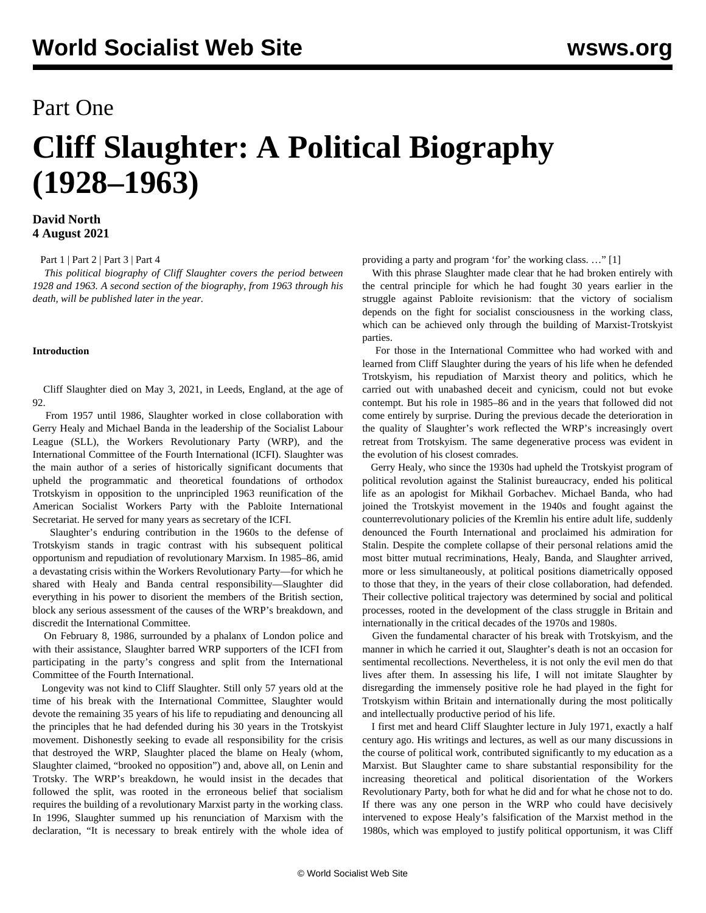# Part One

# Cliff Slaughter: A Political Biography (1928–1963)

**David North**
**4 August 2021**

Part 1 | Part 2 | Part 3 | Part 4

*This political biography of Cliff Slaughter covers the period between 1928 and 1963. A second section of the biography, from 1963 through his death, will be published later in the year.*

**Introduction**

Cliff Slaughter died on May 3, 2021, in Leeds, England, at the age of 92.

From 1957 until 1986, Slaughter worked in close collaboration with Gerry Healy and Michael Banda in the leadership of the Socialist Labour League (SLL), the Workers Revolutionary Party (WRP), and the International Committee of the Fourth International (ICFI). Slaughter was the main author of a series of historically significant documents that upheld the programmatic and theoretical foundations of orthodox Trotskyism in opposition to the unprincipled 1963 reunification of the American Socialist Workers Party with the Pabloite International Secretariat. He served for many years as secretary of the ICFI.

Slaughter's enduring contribution in the 1960s to the defense of Trotskyism stands in tragic contrast with his subsequent political opportunism and repudiation of revolutionary Marxism. In 1985–86, amid a devastating crisis within the Workers Revolutionary Party—for which he shared with Healy and Banda central responsibility—Slaughter did everything in his power to disorient the members of the British section, block any serious assessment of the causes of the WRP's breakdown, and discredit the International Committee.

On February 8, 1986, surrounded by a phalanx of London police and with their assistance, Slaughter barred WRP supporters of the ICFI from participating in the party's congress and split from the International Committee of the Fourth International.

Longevity was not kind to Cliff Slaughter. Still only 57 years old at the time of his break with the International Committee, Slaughter would devote the remaining 35 years of his life to repudiating and denouncing all the principles that he had defended during his 30 years in the Trotskyist movement. Dishonestly seeking to evade all responsibility for the crisis that destroyed the WRP, Slaughter placed the blame on Healy (whom, Slaughter claimed, "brooked no opposition") and, above all, on Lenin and Trotsky. The WRP's breakdown, he would insist in the decades that followed the split, was rooted in the erroneous belief that socialism requires the building of a revolutionary Marxist party in the working class. In 1996, Slaughter summed up his renunciation of Marxism with the declaration, "It is necessary to break entirely with the whole idea of providing a party and program 'for' the working class. …" [1]

With this phrase Slaughter made clear that he had broken entirely with the central principle for which he had fought 30 years earlier in the struggle against Pabloite revisionism: that the victory of socialism depends on the fight for socialist consciousness in the working class, which can be achieved only through the building of Marxist-Trotskyist parties.

For those in the International Committee who had worked with and learned from Cliff Slaughter during the years of his life when he defended Trotskyism, his repudiation of Marxist theory and politics, which he carried out with unabashed deceit and cynicism, could not but evoke contempt. But his role in 1985–86 and in the years that followed did not come entirely by surprise. During the previous decade the deterioration in the quality of Slaughter's work reflected the WRP's increasingly overt retreat from Trotskyism. The same degenerative process was evident in the evolution of his closest comrades.

Gerry Healy, who since the 1930s had upheld the Trotskyist program of political revolution against the Stalinist bureaucracy, ended his political life as an apologist for Mikhail Gorbachev. Michael Banda, who had joined the Trotskyist movement in the 1940s and fought against the counterrevolutionary policies of the Kremlin his entire adult life, suddenly denounced the Fourth International and proclaimed his admiration for Stalin. Despite the complete collapse of their personal relations amid the most bitter mutual recriminations, Healy, Banda, and Slaughter arrived, more or less simultaneously, at political positions diametrically opposed to those that they, in the years of their close collaboration, had defended. Their collective political trajectory was determined by social and political processes, rooted in the development of the class struggle in Britain and internationally in the critical decades of the 1970s and 1980s.

Given the fundamental character of his break with Trotskyism, and the manner in which he carried it out, Slaughter's death is not an occasion for sentimental recollections. Nevertheless, it is not only the evil men do that lives after them. In assessing his life, I will not imitate Slaughter by disregarding the immensely positive role he had played in the fight for Trotskyism within Britain and internationally during the most politically and intellectually productive period of his life.

I first met and heard Cliff Slaughter lecture in July 1971, exactly a half century ago. His writings and lectures, as well as our many discussions in the course of political work, contributed significantly to my education as a Marxist. But Slaughter came to share substantial responsibility for the increasing theoretical and political disorientation of the Workers Revolutionary Party, both for what he did and for what he chose not to do. If there was any one person in the WRP who could have decisively intervened to expose Healy's falsification of the Marxist method in the 1980s, which was employed to justify political opportunism, it was Cliff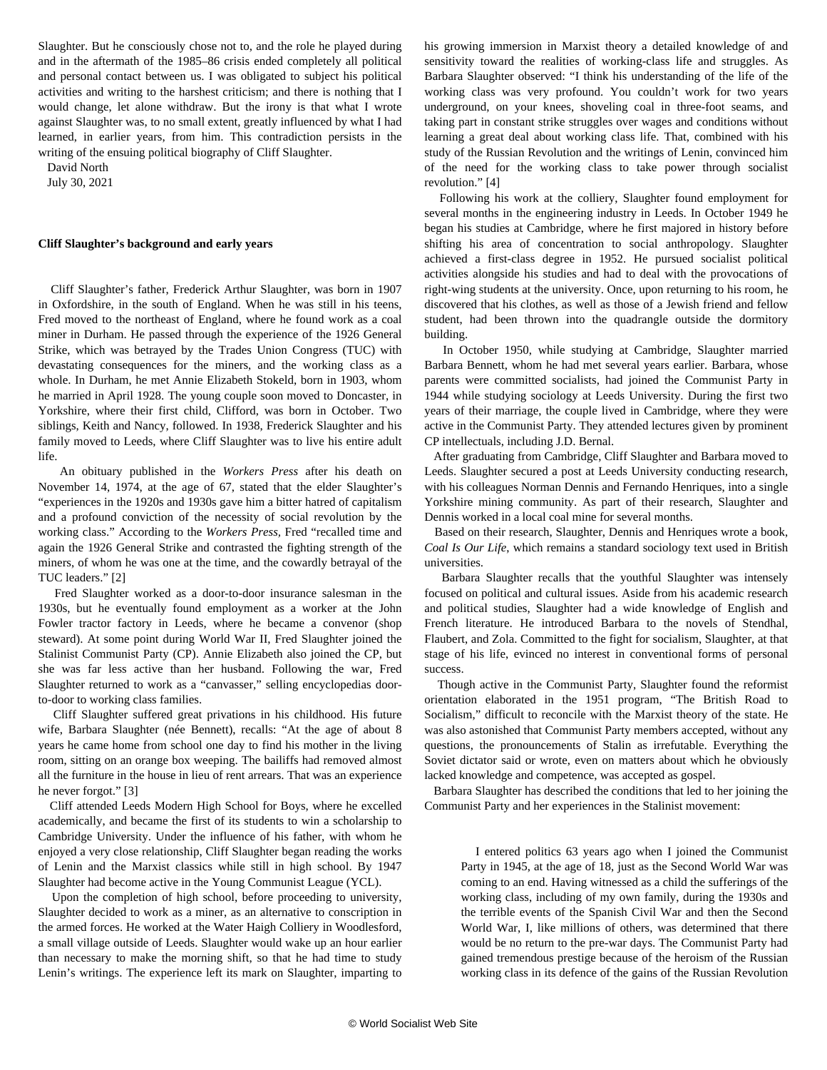Slaughter. But he consciously chose not to, and the role he played during and in the aftermath of the 1985–86 crisis ended completely all political and personal contact between us. I was obligated to subject his political activities and writing to the harshest criticism; and there is nothing that I would change, let alone withdraw. But the irony is that what I wrote against Slaughter was, to no small extent, greatly influenced by what I had learned, in earlier years, from him. This contradiction persists in the writing of the ensuing political biography of Cliff Slaughter.

David North
July 30, 2021

**Cliff Slaughter's background and early years**

Cliff Slaughter's father, Frederick Arthur Slaughter, was born in 1907 in Oxfordshire, in the south of England. When he was still in his teens, Fred moved to the northeast of England, where he found work as a coal miner in Durham. He passed through the experience of the 1926 General Strike, which was betrayed by the Trades Union Congress (TUC) with devastating consequences for the miners, and the working class as a whole. In Durham, he met Annie Elizabeth Stokeld, born in 1903, whom he married in April 1928. The young couple soon moved to Doncaster, in Yorkshire, where their first child, Clifford, was born in October. Two siblings, Keith and Nancy, followed. In 1938, Frederick Slaughter and his family moved to Leeds, where Cliff Slaughter was to live his entire adult life.

An obituary published in the *Workers Press* after his death on November 14, 1974, at the age of 67, stated that the elder Slaughter's "experiences in the 1920s and 1930s gave him a bitter hatred of capitalism and a profound conviction of the necessity of social revolution by the working class." According to the *Workers Press*, Fred "recalled time and again the 1926 General Strike and contrasted the fighting strength of the miners, of whom he was one at the time, and the cowardly betrayal of the TUC leaders." [2]

Fred Slaughter worked as a door-to-door insurance salesman in the 1930s, but he eventually found employment as a worker at the John Fowler tractor factory in Leeds, where he became a convenor (shop steward). At some point during World War II, Fred Slaughter joined the Stalinist Communist Party (CP). Annie Elizabeth also joined the CP, but she was far less active than her husband. Following the war, Fred Slaughter returned to work as a "canvasser," selling encyclopedias door-to-door to working class families.

Cliff Slaughter suffered great privations in his childhood. His future wife, Barbara Slaughter (née Bennett), recalls: "At the age of about 8 years he came home from school one day to find his mother in the living room, sitting on an orange box weeping. The bailiffs had removed almost all the furniture in the house in lieu of rent arrears. That was an experience he never forgot." [3]

Cliff attended Leeds Modern High School for Boys, where he excelled academically, and became the first of its students to win a scholarship to Cambridge University. Under the influence of his father, with whom he enjoyed a very close relationship, Cliff Slaughter began reading the works of Lenin and the Marxist classics while still in high school. By 1947 Slaughter had become active in the Young Communist League (YCL).

Upon the completion of high school, before proceeding to university, Slaughter decided to work as a miner, as an alternative to conscription in the armed forces. He worked at the Water Haigh Colliery in Woodlesford, a small village outside of Leeds. Slaughter would wake up an hour earlier than necessary to make the morning shift, so that he had time to study Lenin's writings. The experience left its mark on Slaughter, imparting to his growing immersion in Marxist theory a detailed knowledge of and sensitivity toward the realities of working-class life and struggles. As Barbara Slaughter observed: "I think his understanding of the life of the working class was very profound. You couldn't work for two years underground, on your knees, shoveling coal in three-foot seams, and taking part in constant strike struggles over wages and conditions without learning a great deal about working class life. That, combined with his study of the Russian Revolution and the writings of Lenin, convinced him of the need for the working class to take power through socialist revolution." [4]

Following his work at the colliery, Slaughter found employment for several months in the engineering industry in Leeds. In October 1949 he began his studies at Cambridge, where he first majored in history before shifting his area of concentration to social anthropology. Slaughter achieved a first-class degree in 1952. He pursued socialist political activities alongside his studies and had to deal with the provocations of right-wing students at the university. Once, upon returning to his room, he discovered that his clothes, as well as those of a Jewish friend and fellow student, had been thrown into the quadrangle outside the dormitory building.

In October 1950, while studying at Cambridge, Slaughter married Barbara Bennett, whom he had met several years earlier. Barbara, whose parents were committed socialists, had joined the Communist Party in 1944 while studying sociology at Leeds University. During the first two years of their marriage, the couple lived in Cambridge, where they were active in the Communist Party. They attended lectures given by prominent CP intellectuals, including J.D. Bernal.

After graduating from Cambridge, Cliff Slaughter and Barbara moved to Leeds. Slaughter secured a post at Leeds University conducting research, with his colleagues Norman Dennis and Fernando Henriques, into a single Yorkshire mining community. As part of their research, Slaughter and Dennis worked in a local coal mine for several months.

Based on their research, Slaughter, Dennis and Henriques wrote a book, *Coal Is Our Life*, which remains a standard sociology text used in British universities.

Barbara Slaughter recalls that the youthful Slaughter was intensely focused on political and cultural issues. Aside from his academic research and political studies, Slaughter had a wide knowledge of English and French literature. He introduced Barbara to the novels of Stendhal, Flaubert, and Zola. Committed to the fight for socialism, Slaughter, at that stage of his life, evinced no interest in conventional forms of personal success.

Though active in the Communist Party, Slaughter found the reformist orientation elaborated in the 1951 program, "The British Road to Socialism," difficult to reconcile with the Marxist theory of the state. He was also astonished that Communist Party members accepted, without any questions, the pronouncements of Stalin as irrefutable. Everything the Soviet dictator said or wrote, even on matters about which he obviously lacked knowledge and competence, was accepted as gospel.

Barbara Slaughter has described the conditions that led to her joining the Communist Party and her experiences in the Stalinist movement:

> I entered politics 63 years ago when I joined the Communist Party in 1945, at the age of 18, just as the Second World War was coming to an end. Having witnessed as a child the sufferings of the working class, including of my own family, during the 1930s and the terrible events of the Spanish Civil War and then the Second World War, I, like millions of others, was determined that there would be no return to the pre-war days. The Communist Party had gained tremendous prestige because of the heroism of the Russian working class in its defence of the gains of the Russian Revolution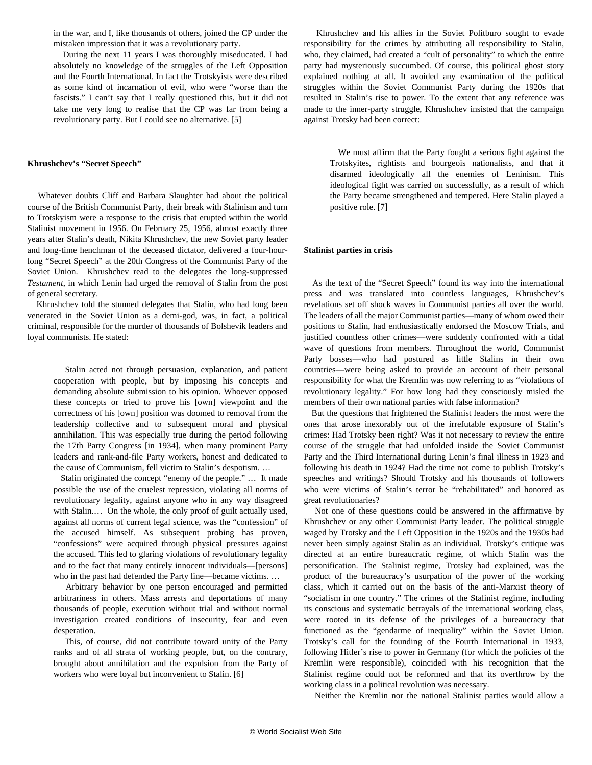in the war, and I, like thousands of others, joined the CP under the mistaken impression that it was a revolutionary party.

During the next 11 years I was thoroughly miseducated. I had absolutely no knowledge of the struggles of the Left Opposition and the Fourth International. In fact the Trotskyists were described as some kind of incarnation of evil, who were "worse than the fascists." I can't say that I really questioned this, but it did not take me very long to realise that the CP was far from being a revolutionary party. But I could see no alternative. [5]

### Khrushchev's "Secret Speech"

Whatever doubts Cliff and Barbara Slaughter had about the political course of the British Communist Party, their break with Stalinism and turn to Trotskyism were a response to the crisis that erupted within the world Stalinist movement in 1956. On February 25, 1956, almost exactly three years after Stalin's death, Nikita Khrushchev, the new Soviet party leader and long-time henchman of the deceased dictator, delivered a four-hour-long "Secret Speech" at the 20th Congress of the Communist Party of the Soviet Union. Khrushchev read to the delegates the long-suppressed *Testament*, in which Lenin had urged the removal of Stalin from the post of general secretary.

Khrushchev told the stunned delegates that Stalin, who had long been venerated in the Soviet Union as a demi-god, was, in fact, a political criminal, responsible for the murder of thousands of Bolshevik leaders and loyal communists. He stated:

> Stalin acted not through persuasion, explanation, and patient cooperation with people, but by imposing his concepts and demanding absolute submission to his opinion. Whoever opposed these concepts or tried to prove his [own] viewpoint and the correctness of his [own] position was doomed to removal from the leadership collective and to subsequent moral and physical annihilation. This was especially true during the period following the 17th Party Congress [in 1934], when many prominent Party leaders and rank-and-file Party workers, honest and dedicated to the cause of Communism, fell victim to Stalin's despotism. …
>
> Stalin originated the concept "enemy of the people." … It made possible the use of the cruelest repression, violating all norms of revolutionary legality, against anyone who in any way disagreed with Stalin.… On the whole, the only proof of guilt actually used, against all norms of current legal science, was the "confession" of the accused himself. As subsequent probing has proven, "confessions" were acquired through physical pressures against the accused. This led to glaring violations of revolutionary legality and to the fact that many entirely innocent individuals—[persons] who in the past had defended the Party line—became victims. …
>
> Arbitrary behavior by one person encouraged and permitted arbitrariness in others. Mass arrests and deportations of many thousands of people, execution without trial and without normal investigation created conditions of insecurity, fear and even desperation.
>
> This, of course, did not contribute toward unity of the Party ranks and of all strata of working people, but, on the contrary, brought about annihilation and the expulsion from the Party of workers who were loyal but inconvenient to Stalin. [6]

Khrushchev and his allies in the Soviet Politburo sought to evade responsibility for the crimes by attributing all responsibility to Stalin, who, they claimed, had created a "cult of personality" to which the entire party had mysteriously succumbed. Of course, this political ghost story explained nothing at all. It avoided any examination of the political struggles within the Soviet Communist Party during the 1920s that resulted in Stalin's rise to power. To the extent that any reference was made to the inner-party struggle, Khrushchev insisted that the campaign against Trotsky had been correct:

> We must affirm that the Party fought a serious fight against the Trotskyites, rightists and bourgeois nationalists, and that it disarmed ideologically all the enemies of Leninism. This ideological fight was carried on successfully, as a result of which the Party became strengthened and tempered. Here Stalin played a positive role. [7]

### Stalinist parties in crisis

As the text of the "Secret Speech" found its way into the international press and was translated into countless languages, Khrushchev's revelations set off shock waves in Communist parties all over the world. The leaders of all the major Communist parties—many of whom owed their positions to Stalin, had enthusiastically endorsed the Moscow Trials, and justified countless other crimes—were suddenly confronted with a tidal wave of questions from members. Throughout the world, Communist Party bosses—who had postured as little Stalins in their own countries—were being asked to provide an account of their personal responsibility for what the Kremlin was now referring to as "violations of revolutionary legality." For how long had they consciously misled the members of their own national parties with false information?

But the questions that frightened the Stalinist leaders the most were the ones that arose inexorably out of the irrefutable exposure of Stalin's crimes: Had Trotsky been right? Was it not necessary to review the entire course of the struggle that had unfolded inside the Soviet Communist Party and the Third International during Lenin's final illness in 1923 and following his death in 1924? Had the time not come to publish Trotsky's speeches and writings? Should Trotsky and his thousands of followers who were victims of Stalin's terror be "rehabilitated" and honored as great revolutionaries?

Not one of these questions could be answered in the affirmative by Khrushchev or any other Communist Party leader. The political struggle waged by Trotsky and the Left Opposition in the 1920s and the 1930s had never been simply against Stalin as an individual. Trotsky's critique was directed at an entire bureaucratic regime, of which Stalin was the personification. The Stalinist regime, Trotsky had explained, was the product of the bureaucracy's usurpation of the power of the working class, which it carried out on the basis of the anti-Marxist theory of "socialism in one country." The crimes of the Stalinist regime, including its conscious and systematic betrayals of the international working class, were rooted in its defense of the privileges of a bureaucracy that functioned as the "gendarme of inequality" within the Soviet Union. Trotsky's call for the founding of the Fourth International in 1933, following Hitler's rise to power in Germany (for which the policies of the Kremlin were responsible), coincided with his recognition that the Stalinist regime could not be reformed and that its overthrow by the working class in a political revolution was necessary.

Neither the Kremlin nor the national Stalinist parties would allow a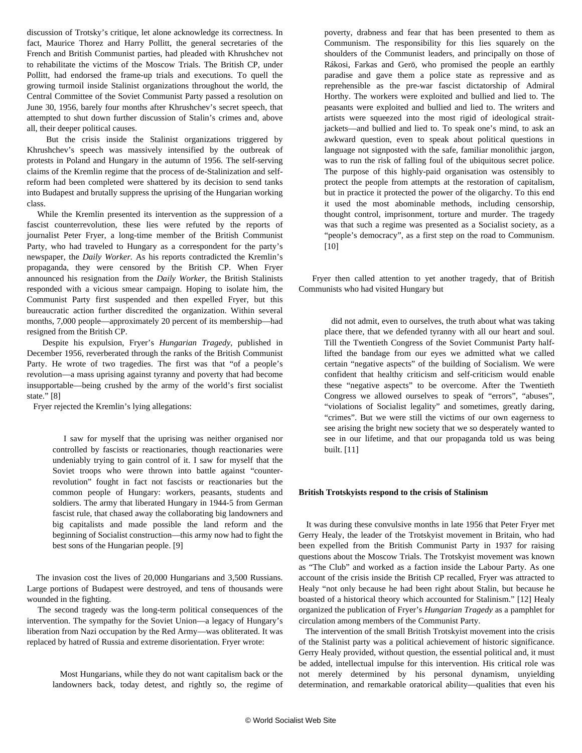discussion of Trotsky's critique, let alone acknowledge its correctness. In fact, Maurice Thorez and Harry Pollitt, the general secretaries of the French and British Communist parties, had pleaded with Khrushchev not to rehabilitate the victims of the Moscow Trials. The British CP, under Pollitt, had endorsed the frame-up trials and executions. To quell the growing turmoil inside Stalinist organizations throughout the world, the Central Committee of the Soviet Communist Party passed a resolution on June 30, 1956, barely four months after Khrushchev's secret speech, that attempted to shut down further discussion of Stalin's crimes and, above all, their deeper political causes.

But the crisis inside the Stalinist organizations triggered by Khrushchev's speech was massively intensified by the outbreak of protests in Poland and Hungary in the autumn of 1956. The self-serving claims of the Kremlin regime that the process of de-Stalinization and self-reform had been completed were shattered by its decision to send tanks into Budapest and brutally suppress the uprising of the Hungarian working class.

While the Kremlin presented its intervention as the suppression of a fascist counterrevolution, these lies were refuted by the reports of journalist Peter Fryer, a long-time member of the British Communist Party, who had traveled to Hungary as a correspondent for the party's newspaper, the *Daily Worker*. As his reports contradicted the Kremlin's propaganda, they were censored by the British CP. When Fryer announced his resignation from the *Daily Worker*, the British Stalinists responded with a vicious smear campaign. Hoping to isolate him, the Communist Party first suspended and then expelled Fryer, but this bureaucratic action further discredited the organization. Within several months, 7,000 people—approximately 20 percent of its membership—had resigned from the British CP.

Despite his expulsion, Fryer's *Hungarian Tragedy*, published in December 1956, reverberated through the ranks of the British Communist Party. He wrote of two tragedies. The first was that "of a people's revolution—a mass uprising against tyranny and poverty that had become insupportable—being crushed by the army of the world's first socialist state." [8]

Fryer rejected the Kremlin's lying allegations:

> I saw for myself that the uprising was neither organised nor controlled by fascists or reactionaries, though reactionaries were undeniably trying to gain control of it. I saw for myself that the Soviet troops who were thrown into battle against "counter-revolution" fought in fact not fascists or reactionaries but the common people of Hungary: workers, peasants, students and soldiers. The army that liberated Hungary in 1944-5 from German fascist rule, that chased away the collaborating big landowners and big capitalists and made possible the land reform and the beginning of Socialist construction—this army now had to fight the best sons of the Hungarian people. [9]

The invasion cost the lives of 20,000 Hungarians and 3,500 Russians. Large portions of Budapest were destroyed, and tens of thousands were wounded in the fighting.

The second tragedy was the long-term political consequences of the intervention. The sympathy for the Soviet Union—a legacy of Hungary's liberation from Nazi occupation by the Red Army—was obliterated. It was replaced by hatred of Russia and extreme disorientation. Fryer wrote:

> Most Hungarians, while they do not want capitalism back or the landowners back, today detest, and rightly so, the regime of poverty, drabness and fear that has been presented to them as Communism. The responsibility for this lies squarely on the shoulders of the Communist leaders, and principally on those of Rákosi, Farkas and Gerö, who promised the people an earthly paradise and gave them a police state as repressive and as reprehensible as the pre-war fascist dictatorship of Admiral Horthy. The workers were exploited and bullied and lied to. The peasants were exploited and bullied and lied to. The writers and artists were squeezed into the most rigid of ideological strait-jackets—and bullied and lied to. To speak one's mind, to ask an awkward question, even to speak about political questions in language not signposted with the safe, familiar monolithic jargon, was to run the risk of falling foul of the ubiquitous secret police. The purpose of this highly-paid organisation was ostensibly to protect the people from attempts at the restoration of capitalism, but in practice it protected the power of the oligarchy. To this end it used the most abominable methods, including censorship, thought control, imprisonment, torture and murder. The tragedy was that such a regime was presented as a Socialist society, as a "people's democracy", as a first step on the road to Communism. [10]

Fryer then called attention to yet another tragedy, that of British Communists who had visited Hungary but

> did not admit, even to ourselves, the truth about what was taking place there, that we defended tyranny with all our heart and soul. Till the Twentieth Congress of the Soviet Communist Party half-lifted the bandage from our eyes we admitted what we called certain "negative aspects" of the building of Socialism. We were confident that healthy criticism and self-criticism would enable these "negative aspects" to be overcome. After the Twentieth Congress we allowed ourselves to speak of "errors", "abuses", "violations of Socialist legality" and sometimes, greatly daring, "crimes". But we were still the victims of our own eagerness to see arising the bright new society that we so desperately wanted to see in our lifetime, and that our propaganda told us was being built. [11]

**British Trotskyists respond to the crisis of Stalinism**

It was during these convulsive months in late 1956 that Peter Fryer met Gerry Healy, the leader of the Trotskyist movement in Britain, who had been expelled from the British Communist Party in 1937 for raising questions about the Moscow Trials. The Trotskyist movement was known as "The Club" and worked as a faction inside the Labour Party. As one account of the crisis inside the British CP recalled, Fryer was attracted to Healy "not only because he had been right about Stalin, but because he boasted of a historical theory which accounted for Stalinism." [12] Healy organized the publication of Fryer's *Hungarian Tragedy* as a pamphlet for circulation among members of the Communist Party.

The intervention of the small British Trotskyist movement into the crisis of the Stalinist party was a political achievement of historic significance. Gerry Healy provided, without question, the essential political and, it must be added, intellectual impulse for this intervention. His critical role was not merely determined by his personal dynamism, unyielding determination, and remarkable oratorical ability—qualities that even his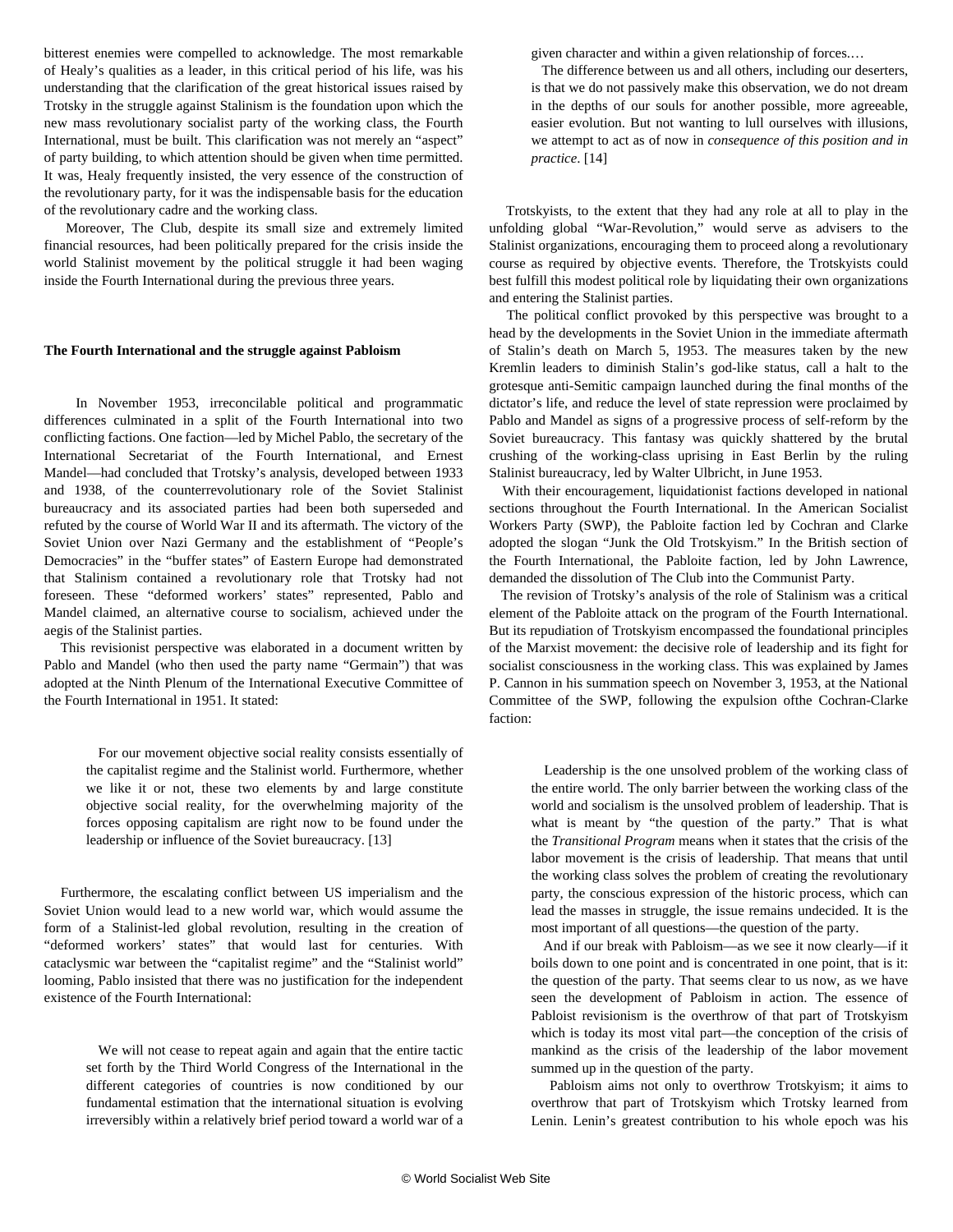bitterest enemies were compelled to acknowledge. The most remarkable of Healy's qualities as a leader, in this critical period of his life, was his understanding that the clarification of the great historical issues raised by Trotsky in the struggle against Stalinism is the foundation upon which the new mass revolutionary socialist party of the working class, the Fourth International, must be built. This clarification was not merely an "aspect" of party building, to which attention should be given when time permitted. It was, Healy frequently insisted, the very essence of the construction of the revolutionary party, for it was the indispensable basis for the education of the revolutionary cadre and the working class.

Moreover, The Club, despite its small size and extremely limited financial resources, had been politically prepared for the crisis inside the world Stalinist movement by the political struggle it had been waging inside the Fourth International during the previous three years.

**The Fourth International and the struggle against Pabloism**

In November 1953, irreconcilable political and programmatic differences culminated in a split of the Fourth International into two conflicting factions. One faction—led by Michel Pablo, the secretary of the International Secretariat of the Fourth International, and Ernest Mandel—had concluded that Trotsky's analysis, developed between 1933 and 1938, of the counterrevolutionary role of the Soviet Stalinist bureaucracy and its associated parties had been both superseded and refuted by the course of World War II and its aftermath. The victory of the Soviet Union over Nazi Germany and the establishment of "People's Democracies" in the "buffer states" of Eastern Europe had demonstrated that Stalinism contained a revolutionary role that Trotsky had not foreseen. These "deformed workers' states" represented, Pablo and Mandel claimed, an alternative course to socialism, achieved under the aegis of the Stalinist parties.

This revisionist perspective was elaborated in a document written by Pablo and Mandel (who then used the party name "Germain") that was adopted at the Ninth Plenum of the International Executive Committee of the Fourth International in 1951. It stated:

> For our movement objective social reality consists essentially of the capitalist regime and the Stalinist world. Furthermore, whether we like it or not, these two elements by and large constitute objective social reality, for the overwhelming majority of the forces opposing capitalism are right now to be found under the leadership or influence of the Soviet bureaucracy. [13]

Furthermore, the escalating conflict between US imperialism and the Soviet Union would lead to a new world war, which would assume the form of a Stalinist-led global revolution, resulting in the creation of "deformed workers' states" that would last for centuries. With cataclysmic war between the "capitalist regime" and the "Stalinist world" looming, Pablo insisted that there was no justification for the independent existence of the Fourth International:

> We will not cease to repeat again and again that the entire tactic set forth by the Third World Congress of the International in the different categories of countries is now conditioned by our fundamental estimation that the international situation is evolving irreversibly within a relatively brief period toward a world war of a given character and within a given relationship of forces.…
>
> The difference between us and all others, including our deserters, is that we do not passively make this observation, we do not dream in the depths of our souls for another possible, more agreeable, easier evolution. But not wanting to lull ourselves with illusions, we attempt to act as of now in *consequence of this position and in practice*. [14]

Trotskyists, to the extent that they had any role at all to play in the unfolding global "War-Revolution," would serve as advisers to the Stalinist organizations, encouraging them to proceed along a revolutionary course as required by objective events. Therefore, the Trotskyists could best fulfill this modest political role by liquidating their own organizations and entering the Stalinist parties.

The political conflict provoked by this perspective was brought to a head by the developments in the Soviet Union in the immediate aftermath of Stalin's death on March 5, 1953. The measures taken by the new Kremlin leaders to diminish Stalin's god-like status, call a halt to the grotesque anti-Semitic campaign launched during the final months of the dictator's life, and reduce the level of state repression were proclaimed by Pablo and Mandel as signs of a progressive process of self-reform by the Soviet bureaucracy. This fantasy was quickly shattered by the brutal crushing of the working-class uprising in East Berlin by the ruling Stalinist bureaucracy, led by Walter Ulbricht, in June 1953.

With their encouragement, liquidationist factions developed in national sections throughout the Fourth International. In the American Socialist Workers Party (SWP), the Pabloite faction led by Cochran and Clarke adopted the slogan "Junk the Old Trotskyism." In the British section of the Fourth International, the Pabloite faction, led by John Lawrence, demanded the dissolution of The Club into the Communist Party.

The revision of Trotsky's analysis of the role of Stalinism was a critical element of the Pabloite attack on the program of the Fourth International. But its repudiation of Trotskyism encompassed the foundational principles of the Marxist movement: the decisive role of leadership and its fight for socialist consciousness in the working class. This was explained by James P. Cannon in his summation speech on November 3, 1953, at the National Committee of the SWP, following the expulsion ofthe Cochran-Clarke faction:

> Leadership is the one unsolved problem of the working class of the entire world. The only barrier between the working class of the world and socialism is the unsolved problem of leadership. That is what is meant by "the question of the party." That is what the *Transitional Program* means when it states that the crisis of the labor movement is the crisis of leadership. That means that until the working class solves the problem of creating the revolutionary party, the conscious expression of the historic process, which can lead the masses in struggle, the issue remains undecided. It is the most important of all questions—the question of the party.
>
> And if our break with Pabloism—as we see it now clearly—if it boils down to one point and is concentrated in one point, that is it: the question of the party. That seems clear to us now, as we have seen the development of Pabloism in action. The essence of Pabloist revisionism is the overthrow of that part of Trotskyism which is today its most vital part—the conception of the crisis of mankind as the crisis of the leadership of the labor movement summed up in the question of the party.
>
> Pabloism aims not only to overthrow Trotskyism; it aims to overthrow that part of Trotskyism which Trotsky learned from Lenin. Lenin's greatest contribution to his whole epoch was his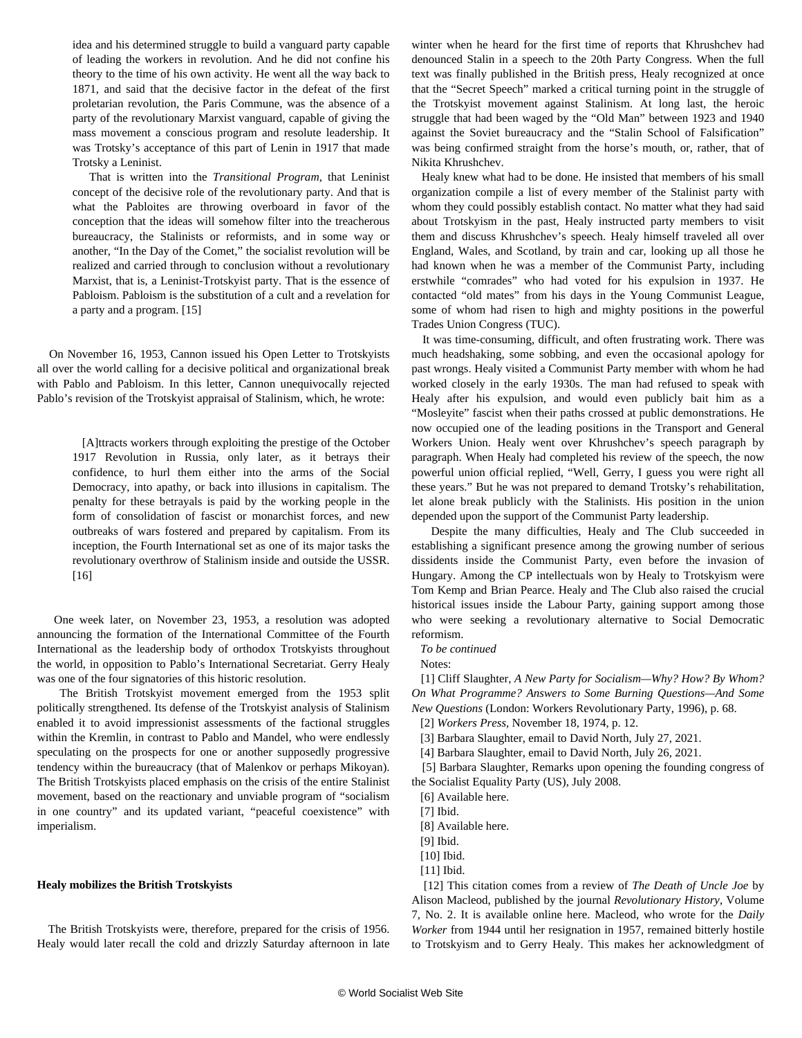idea and his determined struggle to build a vanguard party capable of leading the workers in revolution. And he did not confine his theory to the time of his own activity. He went all the way back to 1871, and said that the decisive factor in the defeat of the first proletarian revolution, the Paris Commune, was the absence of a party of the revolutionary Marxist vanguard, capable of giving the mass movement a conscious program and resolute leadership. It was Trotsky's acceptance of this part of Lenin in 1917 that made Trotsky a Leninist.

> That is written into the *Transitional Program*, that Leninist concept of the decisive role of the revolutionary party. And that is what the Pabloites are throwing overboard in favor of the conception that the ideas will somehow filter into the treacherous bureaucracy, the Stalinists or reformists, and in some way or another, "In the Day of the Comet," the socialist revolution will be realized and carried through to conclusion without a revolutionary Marxist, that is, a Leninist-Trotskyist party. That is the essence of Pabloism. Pabloism is the substitution of a cult and a revelation for a party and a program. [15]

On November 16, 1953, Cannon issued his Open Letter to Trotskyists all over the world calling for a decisive political and organizational break with Pablo and Pabloism. In this letter, Cannon unequivocally rejected Pablo's revision of the Trotskyist appraisal of Stalinism, which, he wrote:

> [A]ttracts workers through exploiting the prestige of the October 1917 Revolution in Russia, only later, as it betrays their confidence, to hurl them either into the arms of the Social Democracy, into apathy, or back into illusions in capitalism. The penalty for these betrayals is paid by the working people in the form of consolidation of fascist or monarchist forces, and new outbreaks of wars fostered and prepared by capitalism. From its inception, the Fourth International set as one of its major tasks the revolutionary overthrow of Stalinism inside and outside the USSR. [16]

One week later, on November 23, 1953, a resolution was adopted announcing the formation of the International Committee of the Fourth International as the leadership body of orthodox Trotskyists throughout the world, in opposition to Pablo's International Secretariat. Gerry Healy was one of the four signatories of this historic resolution.

The British Trotskyist movement emerged from the 1953 split politically strengthened. Its defense of the Trotskyist analysis of Stalinism enabled it to avoid impressionist assessments of the factional struggles within the Kremlin, in contrast to Pablo and Mandel, who were endlessly speculating on the prospects for one or another supposedly progressive tendency within the bureaucracy (that of Malenkov or perhaps Mikoyan). The British Trotskyists placed emphasis on the crisis of the entire Stalinist movement, based on the reactionary and unviable program of "socialism in one country" and its updated variant, "peaceful coexistence" with imperialism.

**Healy mobilizes the British Trotskyists**

The British Trotskyists were, therefore, prepared for the crisis of 1956. Healy would later recall the cold and drizzly Saturday afternoon in late winter when he heard for the first time of reports that Khrushchev had denounced Stalin in a speech to the 20th Party Congress. When the full text was finally published in the British press, Healy recognized at once that the "Secret Speech" marked a critical turning point in the struggle of the Trotskyist movement against Stalinism. At long last, the heroic struggle that had been waged by the "Old Man" between 1923 and 1940 against the Soviet bureaucracy and the "Stalin School of Falsification" was being confirmed straight from the horse's mouth, or, rather, that of Nikita Khrushchev.

Healy knew what had to be done. He insisted that members of his small organization compile a list of every member of the Stalinist party with whom they could possibly establish contact. No matter what they had said about Trotskyism in the past, Healy instructed party members to visit them and discuss Khrushchev's speech. Healy himself traveled all over England, Wales, and Scotland, by train and car, looking up all those he had known when he was a member of the Communist Party, including erstwhile "comrades" who had voted for his expulsion in 1937. He contacted "old mates" from his days in the Young Communist League, some of whom had risen to high and mighty positions in the powerful Trades Union Congress (TUC).

It was time-consuming, difficult, and often frustrating work. There was much headshaking, some sobbing, and even the occasional apology for past wrongs. Healy visited a Communist Party member with whom he had worked closely in the early 1930s. The man had refused to speak with Healy after his expulsion, and would even publicly bait him as a "Mosleyite" fascist when their paths crossed at public demonstrations. He now occupied one of the leading positions in the Transport and General Workers Union. Healy went over Khrushchev's speech paragraph by paragraph. When Healy had completed his review of the speech, the now powerful union official replied, "Well, Gerry, I guess you were right all these years." But he was not prepared to demand Trotsky's rehabilitation, let alone break publicly with the Stalinists. His position in the union depended upon the support of the Communist Party leadership.

Despite the many difficulties, Healy and The Club succeeded in establishing a significant presence among the growing number of serious dissidents inside the Communist Party, even before the invasion of Hungary. Among the CP intellectuals won by Healy to Trotskyism were Tom Kemp and Brian Pearce. Healy and The Club also raised the crucial historical issues inside the Labour Party, gaining support among those who were seeking a revolutionary alternative to Social Democratic reformism.

*To be continued*

Notes:

[1] Cliff Slaughter, *A New Party for Socialism—Why? How? By Whom? On What Programme? Answers to Some Burning Questions—And Some New Questions* (London: Workers Revolutionary Party, 1996), p. 68.

[2] *Workers Press*, November 18, 1974, p. 12.

[3] Barbara Slaughter, email to David North, July 27, 2021.

[4] Barbara Slaughter, email to David North, July 26, 2021.

[5] Barbara Slaughter, Remarks upon opening the founding congress of the Socialist Equality Party (US), July 2008.

[6] Available here.

[7] Ibid.

[8] Available here.

[9] Ibid.

[10] Ibid.

[11] Ibid.

[12] This citation comes from a review of *The Death of Uncle Joe* by Alison Macleod, published by the journal *Revolutionary History*, Volume 7, No. 2. It is available online here. Macleod, who wrote for the *Daily Worker* from 1944 until her resignation in 1957, remained bitterly hostile to Trotskyism and to Gerry Healy. This makes her acknowledgment of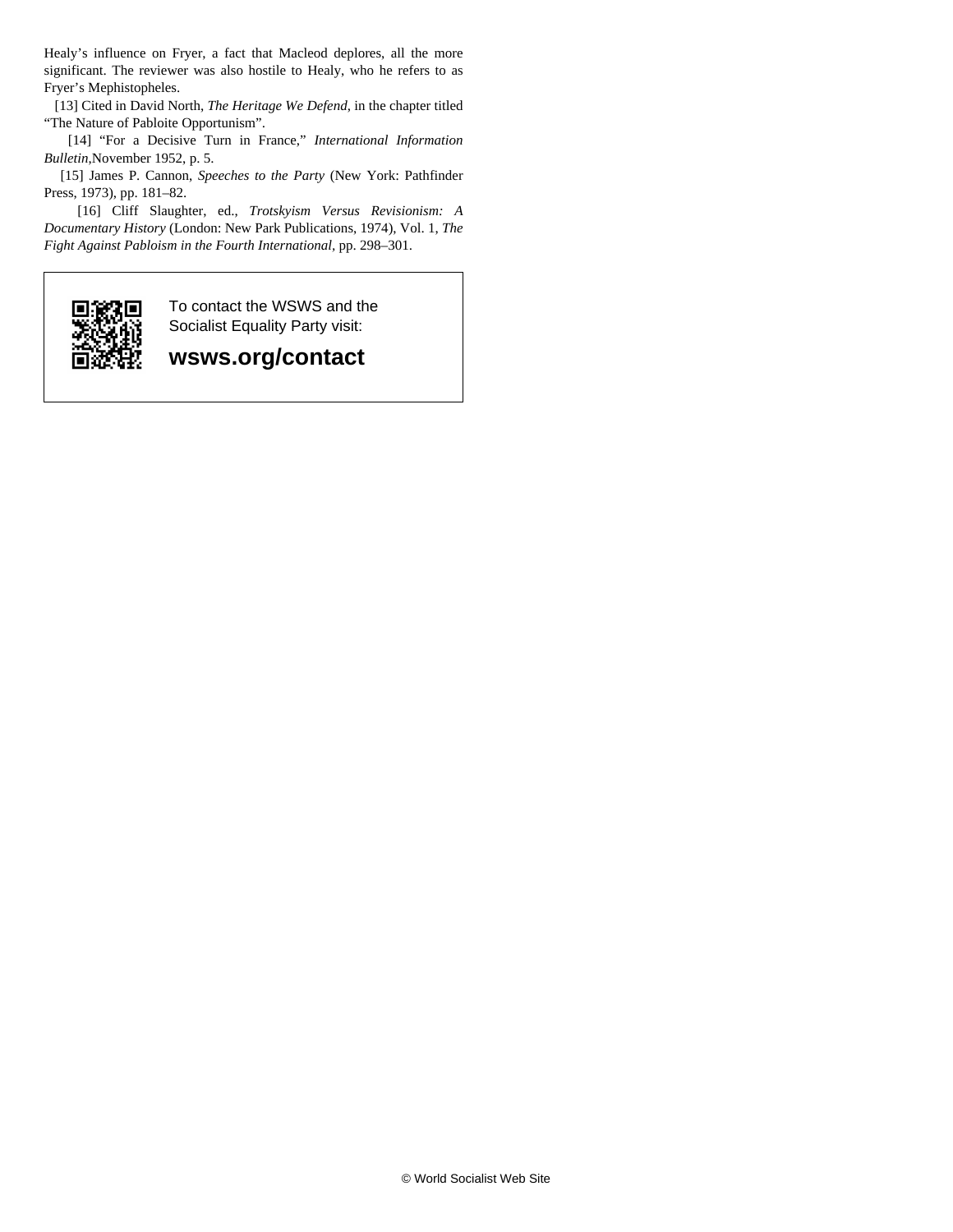Healy's influence on Fryer, a fact that Macleod deplores, all the more significant. The reviewer was also hostile to Healy, who he refers to as Fryer's Mephistopheles.

[13] Cited in David North, *The Heritage We Defend*, in the chapter titled "The Nature of Pabloite Opportunism".

[14] "For a Decisive Turn in France," *International Information Bulletin*,November 1952, p. 5.

[15] James P. Cannon, *Speeches to the Party* (New York: Pathfinder Press, 1973), pp. 181–82.

[16] Cliff Slaughter, ed., *Trotskyism Versus Revisionism: A Documentary History* (London: New Park Publications, 1974), Vol. 1, *The Fight Against Pabloism in the Fourth International*, pp. 298–301.

To contact the WSWS and the Socialist Equality Party visit:

**wsws.org/contact**

© World Socialist Web Site